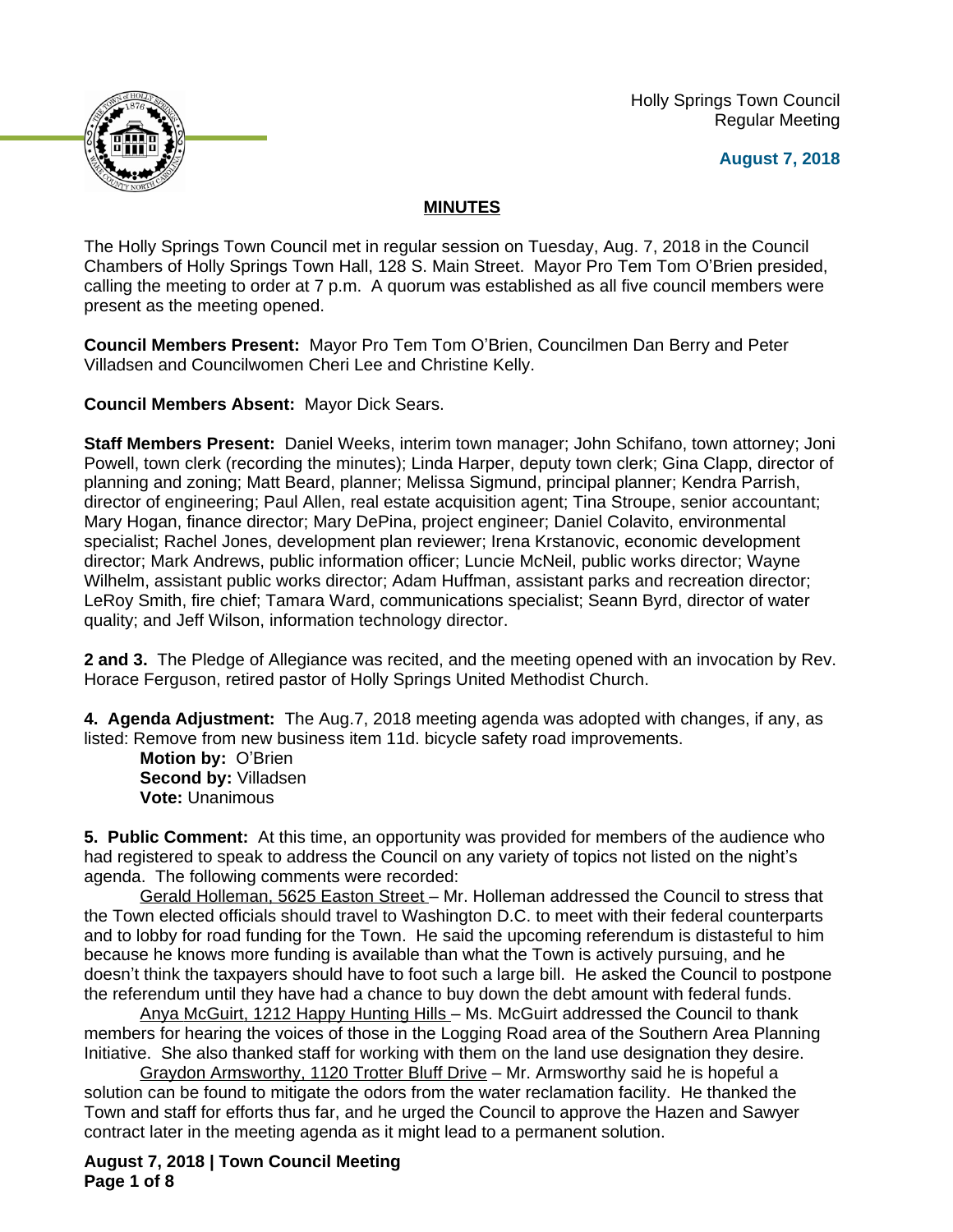Holly Springs Town Council
Regular Meeting

**August 7, 2018**

## MINUTES

The Holly Springs Town Council met in regular session on Tuesday, Aug. 7, 2018 in the Council Chambers of Holly Springs Town Hall, 128 S. Main Street. Mayor Pro Tem Tom O'Brien presided, calling the meeting to order at 7 p.m. A quorum was established as all five council members were present as the meeting opened.

**Council Members Present:** Mayor Pro Tem Tom O'Brien, Councilmen Dan Berry and Peter Villadsen and Councilwomen Cheri Lee and Christine Kelly.

**Council Members Absent:** Mayor Dick Sears.

**Staff Members Present:** Daniel Weeks, interim town manager; John Schifano, town attorney; Joni Powell, town clerk (recording the minutes); Linda Harper, deputy town clerk; Gina Clapp, director of planning and zoning; Matt Beard, planner; Melissa Sigmund, principal planner; Kendra Parrish, director of engineering; Paul Allen, real estate acquisition agent; Tina Stroupe, senior accountant; Mary Hogan, finance director; Mary DePina, project engineer; Daniel Colavito, environmental specialist; Rachel Jones, development plan reviewer; Irena Krstanovic, economic development director; Mark Andrews, public information officer; Luncie McNeil, public works director; Wayne Wilhelm, assistant public works director; Adam Huffman, assistant parks and recreation director; LeRoy Smith, fire chief; Tamara Ward, communications specialist; Seann Byrd, director of water quality; and Jeff Wilson, information technology director.

**2 and 3.** The Pledge of Allegiance was recited, and the meeting opened with an invocation by Rev. Horace Ferguson, retired pastor of Holly Springs United Methodist Church.

**4. Agenda Adjustment:** The Aug.7, 2018 meeting agenda was adopted with changes, if any, as listed: Remove from new business item 11d. bicycle safety road improvements.

**Motion by:** O'Brien
**Second by:** Villadsen
**Vote:** Unanimous

**5. Public Comment:** At this time, an opportunity was provided for members of the audience who had registered to speak to address the Council on any variety of topics not listed on the night's agenda. The following comments were recorded:

Gerald Holleman, 5625 Easton Street – Mr. Holleman addressed the Council to stress that the Town elected officials should travel to Washington D.C. to meet with their federal counterparts and to lobby for road funding for the Town. He said the upcoming referendum is distasteful to him because he knows more funding is available than what the Town is actively pursuing, and he doesn't think the taxpayers should have to foot such a large bill. He asked the Council to postpone the referendum until they have had a chance to buy down the debt amount with federal funds.

Anya McGuirt, 1212 Happy Hunting Hills – Ms. McGuirt addressed the Council to thank members for hearing the voices of those in the Logging Road area of the Southern Area Planning Initiative. She also thanked staff for working with them on the land use designation they desire.

Graydon Armsworthy, 1120 Trotter Bluff Drive – Mr. Armsworthy said he is hopeful a solution can be found to mitigate the odors from the water reclamation facility. He thanked the Town and staff for efforts thus far, and he urged the Council to approve the Hazen and Sawyer contract later in the meeting agenda as it might lead to a permanent solution.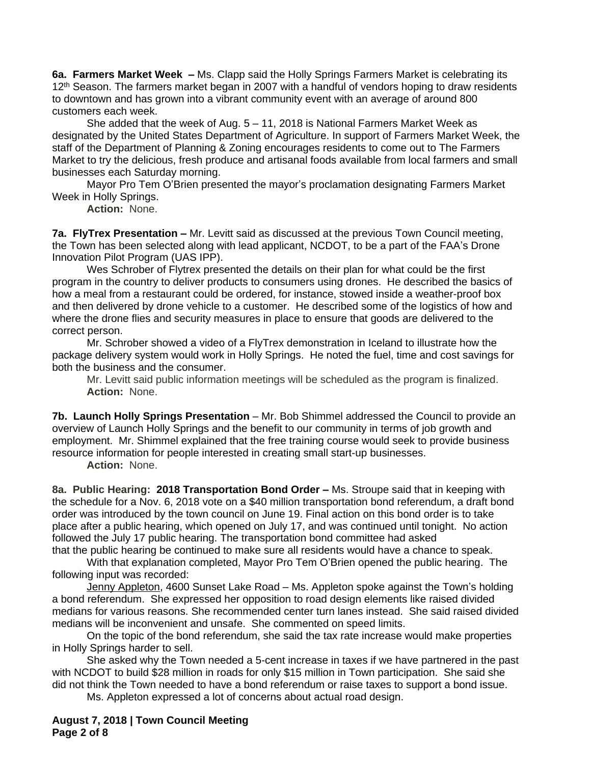**6a. Farmers Market Week –** Ms. Clapp said the Holly Springs Farmers Market is celebrating its 12th Season. The farmers market began in 2007 with a handful of vendors hoping to draw residents to downtown and has grown into a vibrant community event with an average of around 800 customers each week.

She added that the week of Aug. 5 – 11, 2018 is National Farmers Market Week as designated by the United States Department of Agriculture. In support of Farmers Market Week, the staff of the Department of Planning & Zoning encourages residents to come out to The Farmers Market to try the delicious, fresh produce and artisanal foods available from local farmers and small businesses each Saturday morning.

Mayor Pro Tem O'Brien presented the mayor's proclamation designating Farmers Market Week in Holly Springs.

**Action:** None.

**7a. FlyTrex Presentation –** Mr. Levitt said as discussed at the previous Town Council meeting, the Town has been selected along with lead applicant, NCDOT, to be a part of the FAA's Drone Innovation Pilot Program (UAS IPP).

Wes Schrober of Flytrex presented the details on their plan for what could be the first program in the country to deliver products to consumers using drones. He described the basics of how a meal from a restaurant could be ordered, for instance, stowed inside a weather-proof box and then delivered by drone vehicle to a customer. He described some of the logistics of how and where the drone flies and security measures in place to ensure that goods are delivered to the correct person.

Mr. Schrober showed a video of a FlyTrex demonstration in Iceland to illustrate how the package delivery system would work in Holly Springs. He noted the fuel, time and cost savings for both the business and the consumer.

Mr. Levitt said public information meetings will be scheduled as the program is finalized.

**Action:** None.

**7b. Launch Holly Springs Presentation** – Mr. Bob Shimmel addressed the Council to provide an overview of Launch Holly Springs and the benefit to our community in terms of job growth and employment. Mr. Shimmel explained that the free training course would seek to provide business resource information for people interested in creating small start-up businesses.

**Action:** None.

**8a. Public Hearing: 2018 Transportation Bond Order –** Ms. Stroupe said that in keeping with the schedule for a Nov. 6, 2018 vote on a $40 million transportation bond referendum, a draft bond order was introduced by the town council on June 19. Final action on this bond order is to take place after a public hearing, which opened on July 17, and was continued until tonight. No action followed the July 17 public hearing. The transportation bond committee had asked that the public hearing be continued to make sure all residents would have a chance to speak.

With that explanation completed, Mayor Pro Tem O'Brien opened the public hearing. The following input was recorded:

Jenny Appleton, 4600 Sunset Lake Road – Ms. Appleton spoke against the Town's holding a bond referendum. She expressed her opposition to road design elements like raised divided medians for various reasons. She recommended center turn lanes instead. She said raised divided medians will be inconvenient and unsafe. She commented on speed limits.

On the topic of the bond referendum, she said the tax rate increase would make properties in Holly Springs harder to sell.

She asked why the Town needed a 5-cent increase in taxes if we have partnered in the past with NCDOT to build $28 million in roads for only $15 million in Town participation. She said she did not think the Town needed to have a bond referendum or raise taxes to support a bond issue.

Ms. Appleton expressed a lot of concerns about actual road design.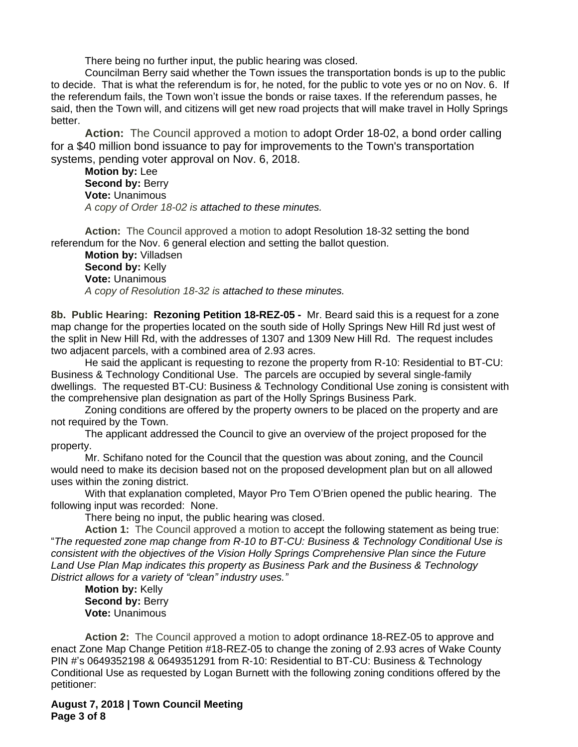There being no further input, the public hearing was closed.

Councilman Berry said whether the Town issues the transportation bonds is up to the public to decide. That is what the referendum is for, he noted, for the public to vote yes or no on Nov. 6. If the referendum fails, the Town won't issue the bonds or raise taxes. If the referendum passes, he said, then the Town will, and citizens will get new road projects that will make travel in Holly Springs better.

**Action:** The Council approved a motion to adopt Order 18-02, a bond order calling for a $40 million bond issuance to pay for improvements to the Town's transportation systems, pending voter approval on Nov. 6, 2018.

**Motion by:** Lee
**Second by:** Berry
**Vote:** Unanimous
*A copy of Order 18-02 is attached to these minutes.*

**Action:** The Council approved a motion to adopt Resolution 18-32 setting the bond referendum for the Nov. 6 general election and setting the ballot question.

**Motion by:** Villadsen
**Second by:** Kelly
**Vote:** Unanimous
*A copy of Resolution 18-32 is attached to these minutes.*

**8b. Public Hearing: Rezoning Petition 18-REZ-05 -** Mr. Beard said this is a request for a zone map change for the properties located on the south side of Holly Springs New Hill Rd just west of the split in New Hill Rd, with the addresses of 1307 and 1309 New Hill Rd. The request includes two adjacent parcels, with a combined area of 2.93 acres.

He said the applicant is requesting to rezone the property from R-10: Residential to BT-CU: Business & Technology Conditional Use. The parcels are occupied by several single-family dwellings. The requested BT-CU: Business & Technology Conditional Use zoning is consistent with the comprehensive plan designation as part of the Holly Springs Business Park.

Zoning conditions are offered by the property owners to be placed on the property and are not required by the Town.

The applicant addressed the Council to give an overview of the project proposed for the property.

Mr. Schifano noted for the Council that the question was about zoning, and the Council would need to make its decision based not on the proposed development plan but on all allowed uses within the zoning district.

With that explanation completed, Mayor Pro Tem O'Brien opened the public hearing. The following input was recorded: None.

There being no input, the public hearing was closed.

**Action 1:** The Council approved a motion to accept the following statement as being true: "*The requested zone map change from R-10 to BT-CU: Business & Technology Conditional Use is consistent with the objectives of the Vision Holly Springs Comprehensive Plan since the Future Land Use Plan Map indicates this property as Business Park and the Business & Technology District allows for a variety of "clean" industry uses.*"

**Motion by:** Kelly
**Second by:** Berry
**Vote:** Unanimous

**Action 2:** The Council approved a motion to adopt ordinance 18-REZ-05 to approve and enact Zone Map Change Petition #18-REZ-05 to change the zoning of 2.93 acres of Wake County PIN #'s 0649352198 & 0649351291 from R-10: Residential to BT-CU: Business & Technology Conditional Use as requested by Logan Burnett with the following zoning conditions offered by the petitioner: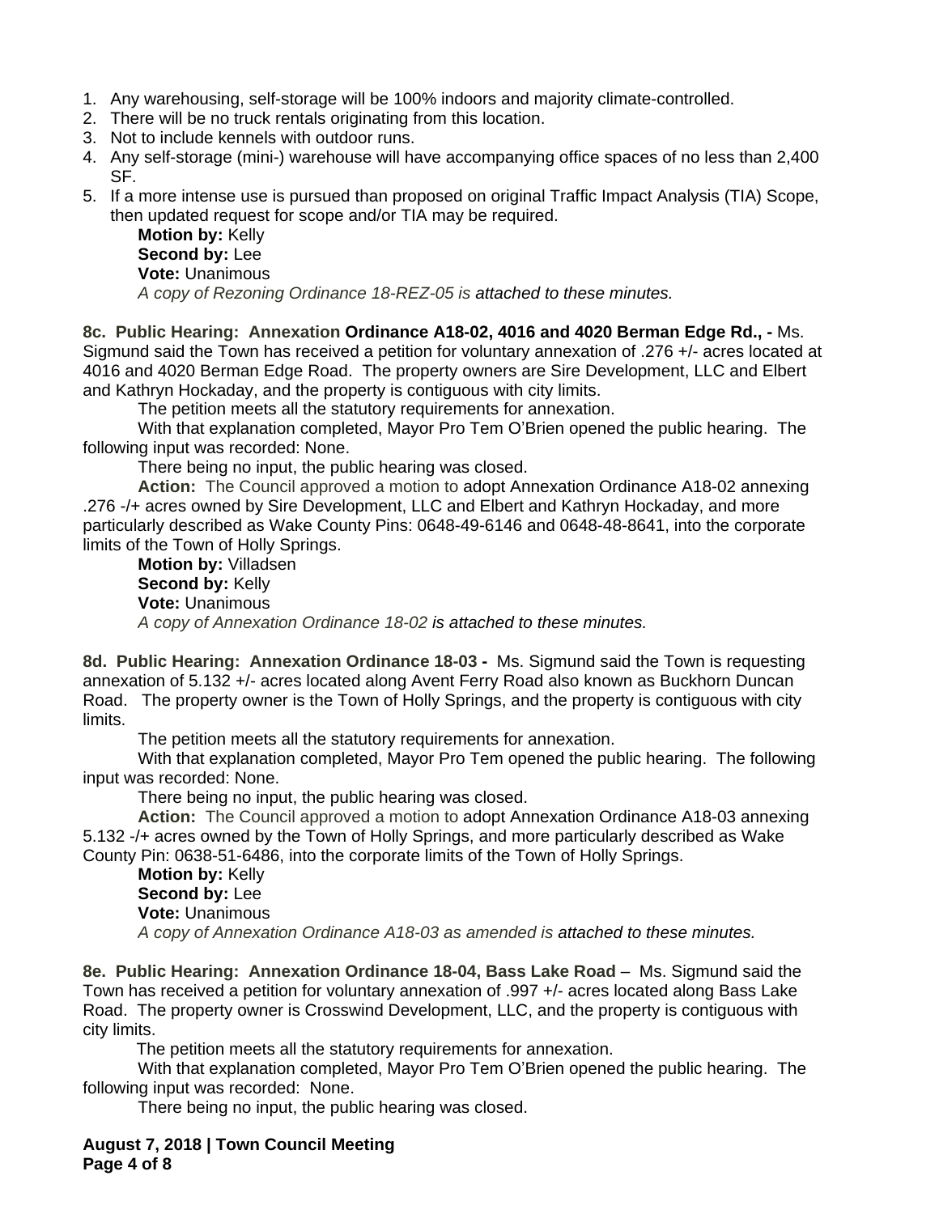1. Any warehousing, self-storage will be 100% indoors and majority climate-controlled.
2. There will be no truck rentals originating from this location.
3. Not to include kennels with outdoor runs.
4. Any self-storage (mini-) warehouse will have accompanying office spaces of no less than 2,400 SF.
5. If a more intense use is pursued than proposed on original Traffic Impact Analysis (TIA) Scope, then updated request for scope and/or TIA may be required.

**Motion by:** Kelly
**Second by:** Lee
**Vote:** Unanimous
*A copy of Rezoning Ordinance 18-REZ-05 is attached to these minutes.*

**8c. Public Hearing: Annexation Ordinance A18-02, 4016 and 4020 Berman Edge Rd., -** Ms. Sigmund said the Town has received a petition for voluntary annexation of .276 +/- acres located at 4016 and 4020 Berman Edge Road. The property owners are Sire Development, LLC and Elbert and Kathryn Hockaday, and the property is contiguous with city limits.

The petition meets all the statutory requirements for annexation.

With that explanation completed, Mayor Pro Tem O'Brien opened the public hearing. The following input was recorded: None.

There being no input, the public hearing was closed.

**Action:** The Council approved a motion to adopt Annexation Ordinance A18-02 annexing .276 -/+ acres owned by Sire Development, LLC and Elbert and Kathryn Hockaday, and more particularly described as Wake County Pins: 0648-49-6146 and 0648-48-8641, into the corporate limits of the Town of Holly Springs.

**Motion by:** Villadsen
**Second by:** Kelly
**Vote:** Unanimous
*A copy of Annexation Ordinance 18-02 is attached to these minutes.*

**8d. Public Hearing: Annexation Ordinance 18-03 -** Ms. Sigmund said the Town is requesting annexation of 5.132 +/- acres located along Avent Ferry Road also known as Buckhorn Duncan Road. The property owner is the Town of Holly Springs, and the property is contiguous with city limits.

The petition meets all the statutory requirements for annexation.

With that explanation completed, Mayor Pro Tem opened the public hearing. The following input was recorded: None.

There being no input, the public hearing was closed.

**Action:** The Council approved a motion to adopt Annexation Ordinance A18-03 annexing 5.132 -/+ acres owned by the Town of Holly Springs, and more particularly described as Wake County Pin: 0638-51-6486, into the corporate limits of the Town of Holly Springs.

**Motion by:** Kelly
**Second by:** Lee
**Vote:** Unanimous
*A copy of Annexation Ordinance A18-03 as amended is attached to these minutes.*

**8e. Public Hearing: Annexation Ordinance 18-04, Bass Lake Road** – Ms. Sigmund said the Town has received a petition for voluntary annexation of .997 +/- acres located along Bass Lake Road. The property owner is Crosswind Development, LLC, and the property is contiguous with city limits.

The petition meets all the statutory requirements for annexation.

With that explanation completed, Mayor Pro Tem O'Brien opened the public hearing. The following input was recorded: None.

There being no input, the public hearing was closed.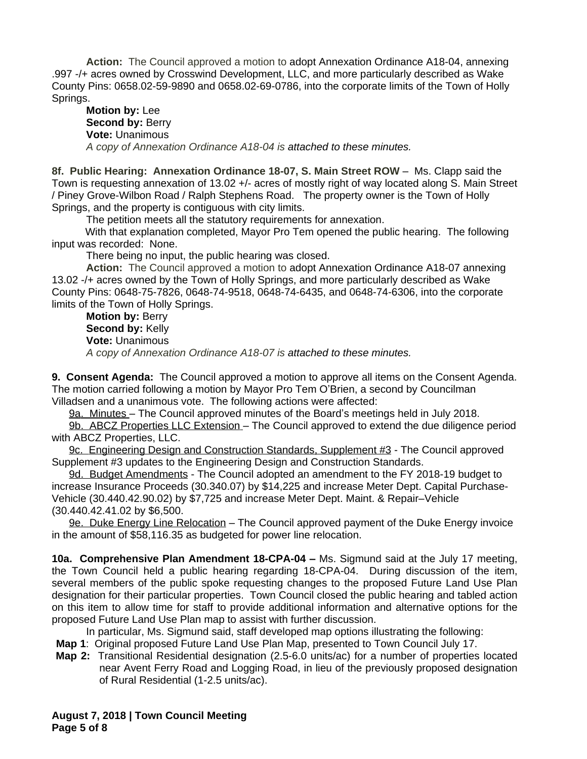**Action:** The Council approved a motion to adopt Annexation Ordinance A18-04, annexing .997 -/+ acres owned by Crosswind Development, LLC, and more particularly described as Wake County Pins: 0658.02-59-9890 and 0658.02-69-0786, into the corporate limits of the Town of Holly Springs.

**Motion by:** Lee
**Second by:** Berry
**Vote:** Unanimous
*A copy of Annexation Ordinance A18-04 is attached to these minutes.*

**8f. Public Hearing: Annexation Ordinance 18-07, S. Main Street ROW** – Ms. Clapp said the Town is requesting annexation of 13.02 +/- acres of mostly right of way located along S. Main Street / Piney Grove-Wilbon Road / Ralph Stephens Road. The property owner is the Town of Holly Springs, and the property is contiguous with city limits.

The petition meets all the statutory requirements for annexation.

With that explanation completed, Mayor Pro Tem opened the public hearing. The following input was recorded: None.

There being no input, the public hearing was closed.

**Action:** The Council approved a motion to adopt Annexation Ordinance A18-07 annexing 13.02 -/+ acres owned by the Town of Holly Springs, and more particularly described as Wake County Pins: 0648-75-7826, 0648-74-9518, 0648-74-6435, and 0648-74-6306, into the corporate limits of the Town of Holly Springs.

**Motion by:** Berry
**Second by:** Kelly
**Vote:** Unanimous
*A copy of Annexation Ordinance A18-07 is attached to these minutes.*

**9. Consent Agenda:** The Council approved a motion to approve all items on the Consent Agenda. The motion carried following a motion by Mayor Pro Tem O'Brien, a second by Councilman Villadsen and a unanimous vote. The following actions were affected:

9a. Minutes – The Council approved minutes of the Board's meetings held in July 2018.

9b. ABCZ Properties LLC Extension – The Council approved to extend the due diligence period with ABCZ Properties, LLC.

9c. Engineering Design and Construction Standards, Supplement #3 - The Council approved Supplement #3 updates to the Engineering Design and Construction Standards.

9d. Budget Amendments - The Council adopted an amendment to the FY 2018-19 budget to increase Insurance Proceeds (30.340.07) by $14,225 and increase Meter Dept. Capital Purchase-Vehicle (30.440.42.90.02) by $7,725 and increase Meter Dept. Maint. & Repair–Vehicle (30.440.42.41.02 by $6,500.

9e. Duke Energy Line Relocation – The Council approved payment of the Duke Energy invoice in the amount of $58,116.35 as budgeted for power line relocation.

**10a. Comprehensive Plan Amendment 18-CPA-04 –** Ms. Sigmund said at the July 17 meeting, the Town Council held a public hearing regarding 18-CPA-04. During discussion of the item, several members of the public spoke requesting changes to the proposed Future Land Use Plan designation for their particular properties. Town Council closed the public hearing and tabled action on this item to allow time for staff to provide additional information and alternative options for the proposed Future Land Use Plan map to assist with further discussion.

In particular, Ms. Sigmund said, staff developed map options illustrating the following:

**Map 1**: Original proposed Future Land Use Plan Map, presented to Town Council July 17.

**Map 2:** Transitional Residential designation (2.5-6.0 units/ac) for a number of properties located near Avent Ferry Road and Logging Road, in lieu of the previously proposed designation of Rural Residential (1-2.5 units/ac).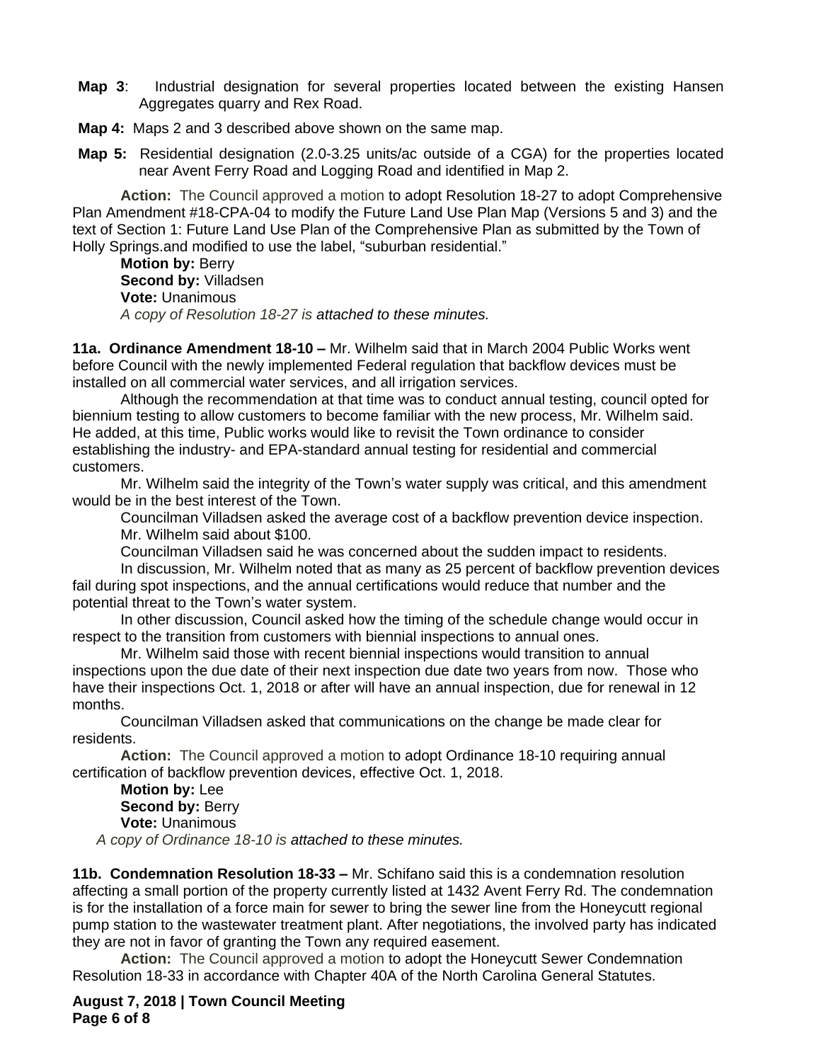**Map 3**: Industrial designation for several properties located between the existing Hansen Aggregates quarry and Rex Road.

**Map 4:** Maps 2 and 3 described above shown on the same map.

**Map 5:** Residential designation (2.0-3.25 units/ac outside of a CGA) for the properties located near Avent Ferry Road and Logging Road and identified in Map 2.

**Action:** The Council approved a motion to adopt Resolution 18-27 to adopt Comprehensive Plan Amendment #18-CPA-04 to modify the Future Land Use Plan Map (Versions 5 and 3) and the text of Section 1: Future Land Use Plan of the Comprehensive Plan as submitted by the Town of Holly Springs.and modified to use the label, "suburban residential."

**Motion by:** Berry
**Second by:** Villadsen
**Vote:** Unanimous
*A copy of Resolution 18-27 is attached to these minutes.*

**11a. Ordinance Amendment 18-10 –** Mr. Wilhelm said that in March 2004 Public Works went before Council with the newly implemented Federal regulation that backflow devices must be installed on all commercial water services, and all irrigation services.

Although the recommendation at that time was to conduct annual testing, council opted for biennium testing to allow customers to become familiar with the new process, Mr. Wilhelm said. He added, at this time, Public works would like to revisit the Town ordinance to consider establishing the industry- and EPA-standard annual testing for residential and commercial customers.

Mr. Wilhelm said the integrity of the Town's water supply was critical, and this amendment would be in the best interest of the Town.

Councilman Villadsen asked the average cost of a backflow prevention device inspection.

Mr. Wilhelm said about $100.

Councilman Villadsen said he was concerned about the sudden impact to residents.

In discussion, Mr. Wilhelm noted that as many as 25 percent of backflow prevention devices fail during spot inspections, and the annual certifications would reduce that number and the potential threat to the Town's water system.

In other discussion, Council asked how the timing of the schedule change would occur in respect to the transition from customers with biennial inspections to annual ones.

Mr. Wilhelm said those with recent biennial inspections would transition to annual inspections upon the due date of their next inspection due date two years from now. Those who have their inspections Oct. 1, 2018 or after will have an annual inspection, due for renewal in 12 months.

Councilman Villadsen asked that communications on the change be made clear for residents.

**Action:** The Council approved a motion to adopt Ordinance 18-10 requiring annual certification of backflow prevention devices, effective Oct. 1, 2018.

**Motion by:** Lee
**Second by:** Berry
**Vote:** Unanimous
*A copy of Ordinance 18-10 is attached to these minutes.*

**11b. Condemnation Resolution 18-33 –** Mr. Schifano said this is a condemnation resolution affecting a small portion of the property currently listed at 1432 Avent Ferry Rd. The condemnation is for the installation of a force main for sewer to bring the sewer line from the Honeycutt regional pump station to the wastewater treatment plant. After negotiations, the involved party has indicated they are not in favor of granting the Town any required easement.

**Action:** The Council approved a motion to adopt the Honeycutt Sewer Condemnation Resolution 18-33 in accordance with Chapter 40A of the North Carolina General Statutes.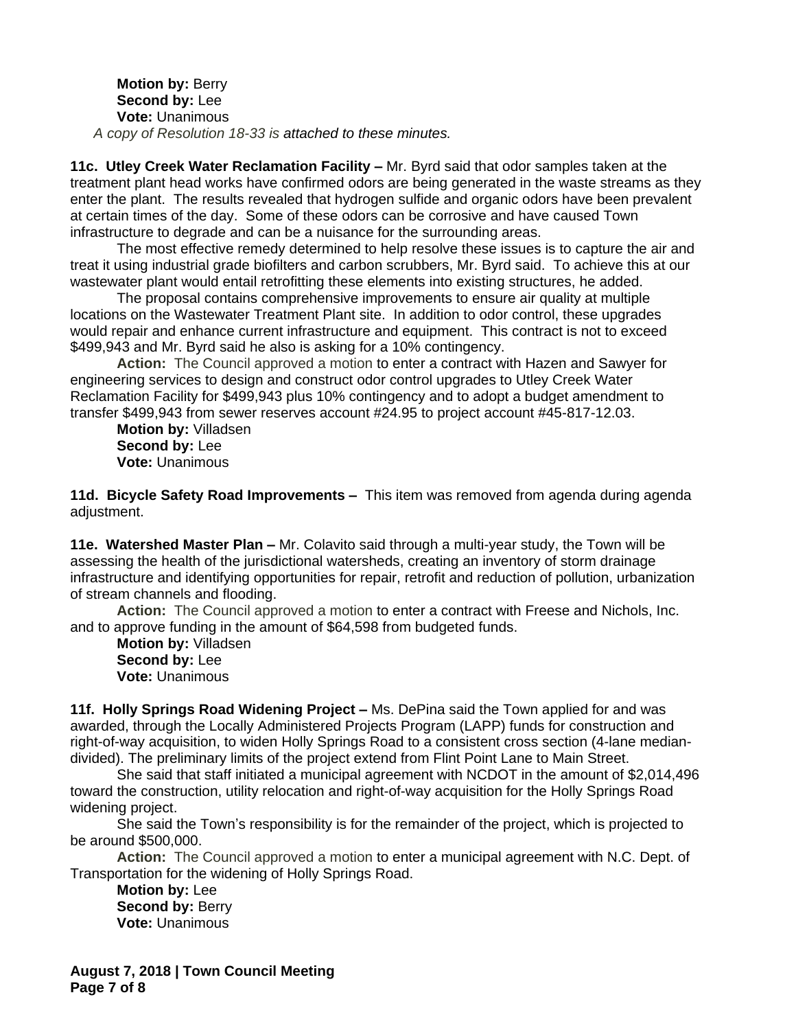**Motion by:** Berry
**Second by:** Lee
**Vote:** Unanimous

*A copy of Resolution 18-33 is attached to these minutes.*

**11c. Utley Creek Water Reclamation Facility –** Mr. Byrd said that odor samples taken at the treatment plant head works have confirmed odors are being generated in the waste streams as they enter the plant. The results revealed that hydrogen sulfide and organic odors have been prevalent at certain times of the day. Some of these odors can be corrosive and have caused Town infrastructure to degrade and can be a nuisance for the surrounding areas.

The most effective remedy determined to help resolve these issues is to capture the air and treat it using industrial grade biofilters and carbon scrubbers, Mr. Byrd said. To achieve this at our wastewater plant would entail retrofitting these elements into existing structures, he added.

The proposal contains comprehensive improvements to ensure air quality at multiple locations on the Wastewater Treatment Plant site. In addition to odor control, these upgrades would repair and enhance current infrastructure and equipment. This contract is not to exceed $499,943 and Mr. Byrd said he also is asking for a 10% contingency.

**Action:** The Council approved a motion to enter a contract with Hazen and Sawyer for engineering services to design and construct odor control upgrades to Utley Creek Water Reclamation Facility for $499,943 plus 10% contingency and to adopt a budget amendment to transfer $499,943 from sewer reserves account #24.95 to project account #45-817-12.03.

**Motion by:** Villadsen
**Second by:** Lee
**Vote:** Unanimous

**11d. Bicycle Safety Road Improvements –** This item was removed from agenda during agenda adjustment.

**11e. Watershed Master Plan –** Mr. Colavito said through a multi-year study, the Town will be assessing the health of the jurisdictional watersheds, creating an inventory of storm drainage infrastructure and identifying opportunities for repair, retrofit and reduction of pollution, urbanization of stream channels and flooding.

**Action:** The Council approved a motion to enter a contract with Freese and Nichols, Inc. and to approve funding in the amount of $64,598 from budgeted funds.

**Motion by:** Villadsen
**Second by:** Lee
**Vote:** Unanimous

**11f. Holly Springs Road Widening Project –** Ms. DePina said the Town applied for and was awarded, through the Locally Administered Projects Program (LAPP) funds for construction and right-of-way acquisition, to widen Holly Springs Road to a consistent cross section (4-lane median-divided). The preliminary limits of the project extend from Flint Point Lane to Main Street.

She said that staff initiated a municipal agreement with NCDOT in the amount of $2,014,496 toward the construction, utility relocation and right-of-way acquisition for the Holly Springs Road widening project.

She said the Town's responsibility is for the remainder of the project, which is projected to be around $500,000.

**Action:** The Council approved a motion to enter a municipal agreement with N.C. Dept. of Transportation for the widening of Holly Springs Road.

**Motion by:** Lee
**Second by:** Berry
**Vote:** Unanimous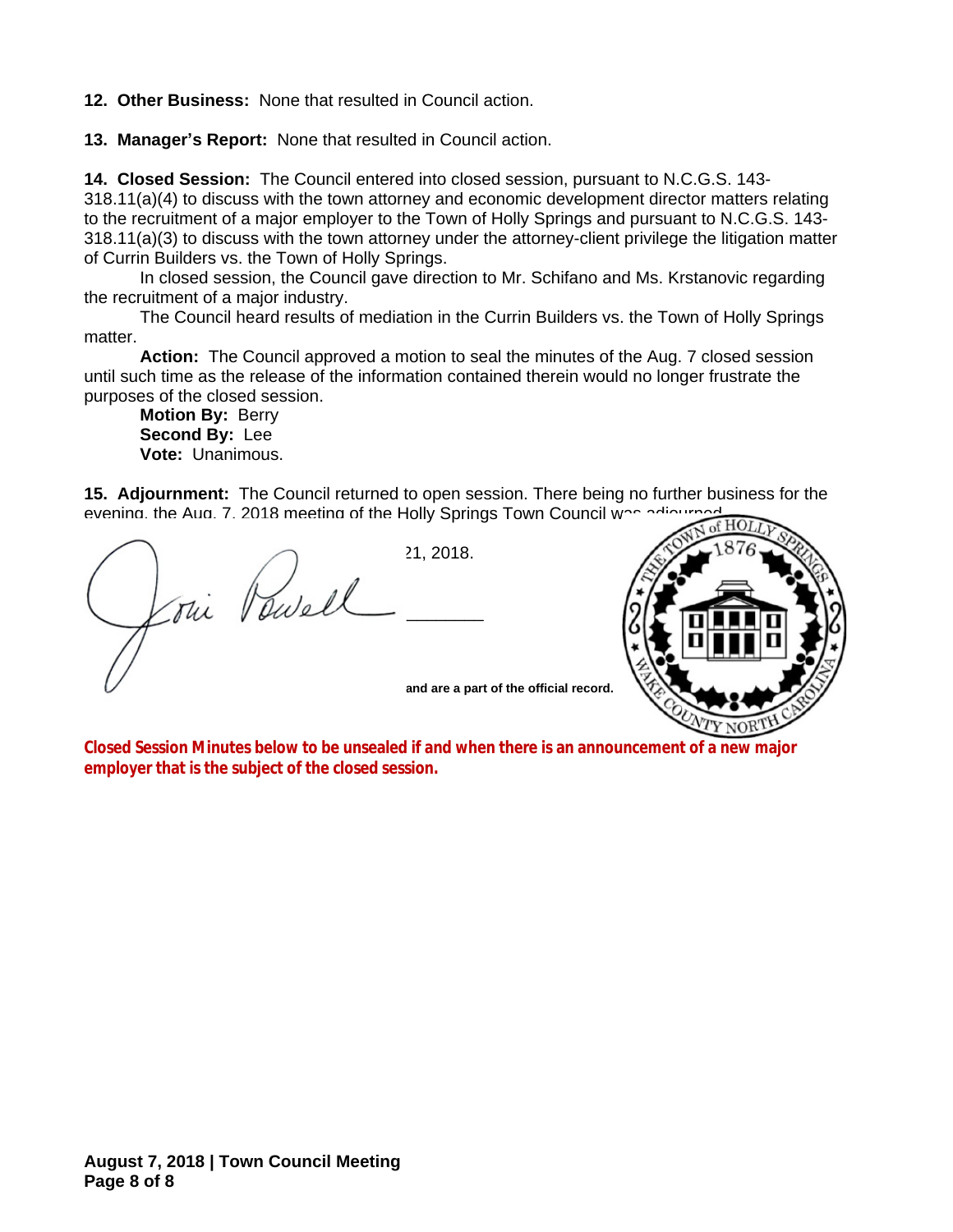**12. Other Business:** None that resulted in Council action.

**13. Manager's Report:** None that resulted in Council action.

**14. Closed Session:** The Council entered into closed session, pursuant to N.C.G.S. 143-318.11(a)(4) to discuss with the town attorney and economic development director matters relating to the recruitment of a major employer to the Town of Holly Springs and pursuant to N.C.G.S. 143-318.11(a)(3) to discuss with the town attorney under the attorney-client privilege the litigation matter of Currin Builders vs. the Town of Holly Springs.

In closed session, the Council gave direction to Mr. Schifano and Ms. Krstanovic regarding the recruitment of a major industry.

The Council heard results of mediation in the Currin Builders vs. the Town of Holly Springs matter.

**Action:** The Council approved a motion to seal the minutes of the Aug. 7 closed session until such time as the release of the information contained therein would no longer frustrate the purposes of the closed session.

**Motion By:** Berry
**Second By:** Lee
**Vote:** Unanimous.

**15. Adjournment:** The Council returned to open session. There being no further business for the evening, the Aug. 7, 2018 meeting of the Holly Springs Town Council was adjourned.

21, 2018.

and are a part of the official record.

**Closed Session Minutes below to be unsealed if and when there is an announcement of a new major employer that is the subject of the closed session.**